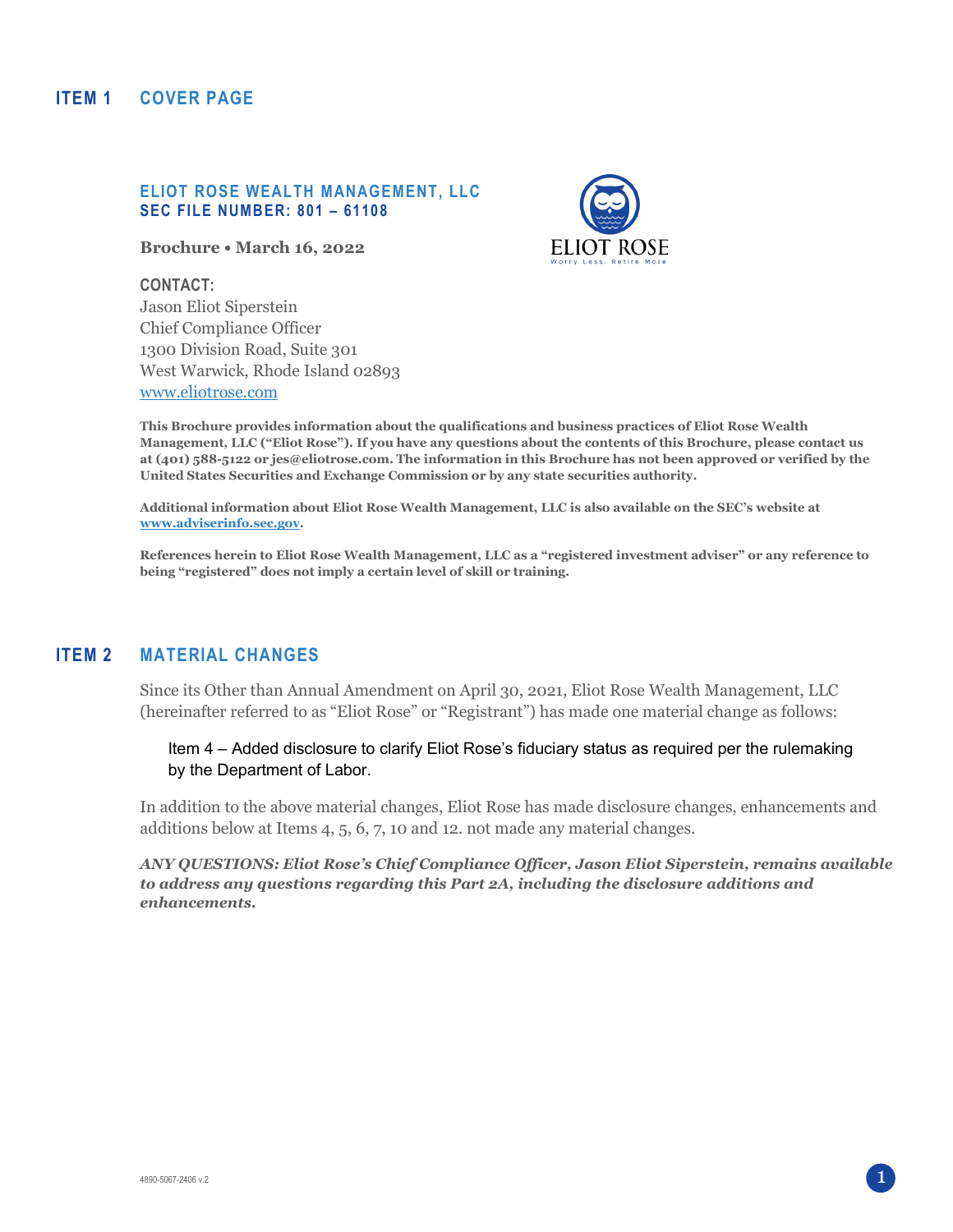# ITEM 1 COVER PAGE

## ELIOT ROSE WEALTH MANAGEMENT, LLC
### SEC FILE NUMBER: 801 – 61108

**Brochure • March 16, 2022**

ELIOT ROSE
Worry Less. Retire More

**CONTACT:**
Jason Eliot Siperstein
Chief Compliance Officer
1300 Division Road, Suite 301
West Warwick, Rhode Island 02893
www.eliotrose.com

**This Brochure provides information about the qualifications and business practices of Eliot Rose Wealth Management, LLC ("Eliot Rose"). If you have any questions about the contents of this Brochure, please contact us at (401) 588-5122 or jes@eliotrose.com. The information in this Brochure has not been approved or verified by the United States Securities and Exchange Commission or by any state securities authority.**

**Additional information about Eliot Rose Wealth Management, LLC is also available on the SEC's website at www.adviserinfo.sec.gov.**

**References herein to Eliot Rose Wealth Management, LLC as a "registered investment adviser" or any reference to being "registered" does not imply a certain level of skill or training.**

# ITEM 2 MATERIAL CHANGES

Since its Other than Annual Amendment on April 30, 2021, Eliot Rose Wealth Management, LLC (hereinafter referred to as "Eliot Rose" or "Registrant") has made one material change as follows:

> Item 4 – Added disclosure to clarify Eliot Rose's fiduciary status as required per the rulemaking by the Department of Labor.

In addition to the above material changes, Eliot Rose has made disclosure changes, enhancements and additions below at Items 4, 5, 6, 7, 10 and 12. not made any material changes.

***ANY QUESTIONS: Eliot Rose's Chief Compliance Officer, Jason Eliot Siperstein, remains available to address any questions regarding this Part 2A, including the disclosure additions and enhancements.***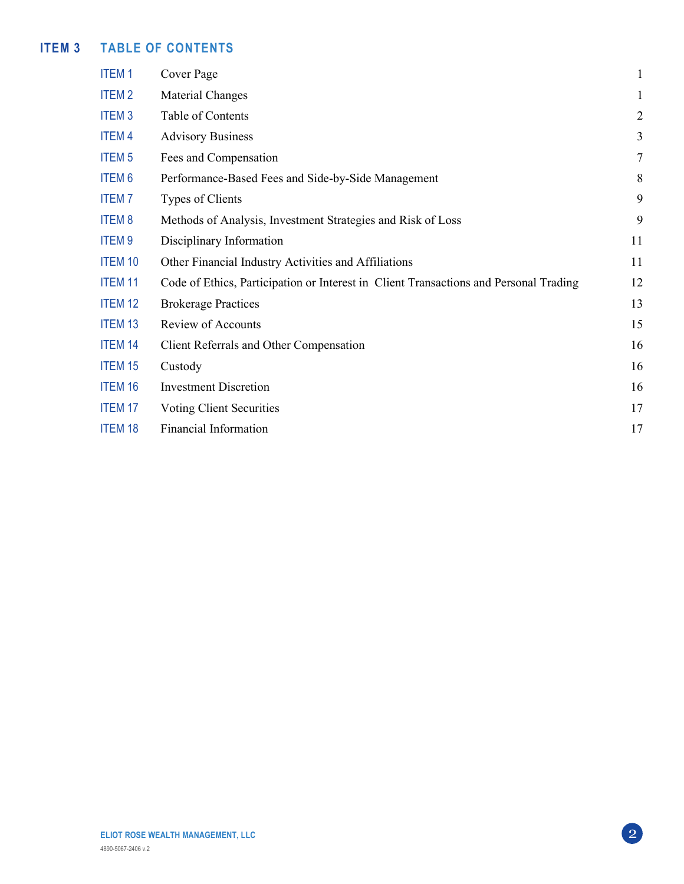## ITEM 3 TABLE OF CONTENTS

| | | |
|---|---|---|
| ITEM 1 | Cover Page | 1 |
| ITEM 2 | Material Changes | 1 |
| ITEM 3 | Table of Contents | 2 |
| ITEM 4 | Advisory Business | 3 |
| ITEM 5 | Fees and Compensation | 7 |
| ITEM 6 | Performance-Based Fees and Side-by-Side Management | 8 |
| ITEM 7 | Types of Clients | 9 |
| ITEM 8 | Methods of Analysis, Investment Strategies and Risk of Loss | 9 |
| ITEM 9 | Disciplinary Information | 11 |
| ITEM 10 | Other Financial Industry Activities and Affiliations | 11 |
| ITEM 11 | Code of Ethics, Participation or Interest in Client Transactions and Personal Trading | 12 |
| ITEM 12 | Brokerage Practices | 13 |
| ITEM 13 | Review of Accounts | 15 |
| ITEM 14 | Client Referrals and Other Compensation | 16 |
| ITEM 15 | Custody | 16 |
| ITEM 16 | Investment Discretion | 16 |
| ITEM 17 | Voting Client Securities | 17 |
| ITEM 18 | Financial Information | 17 |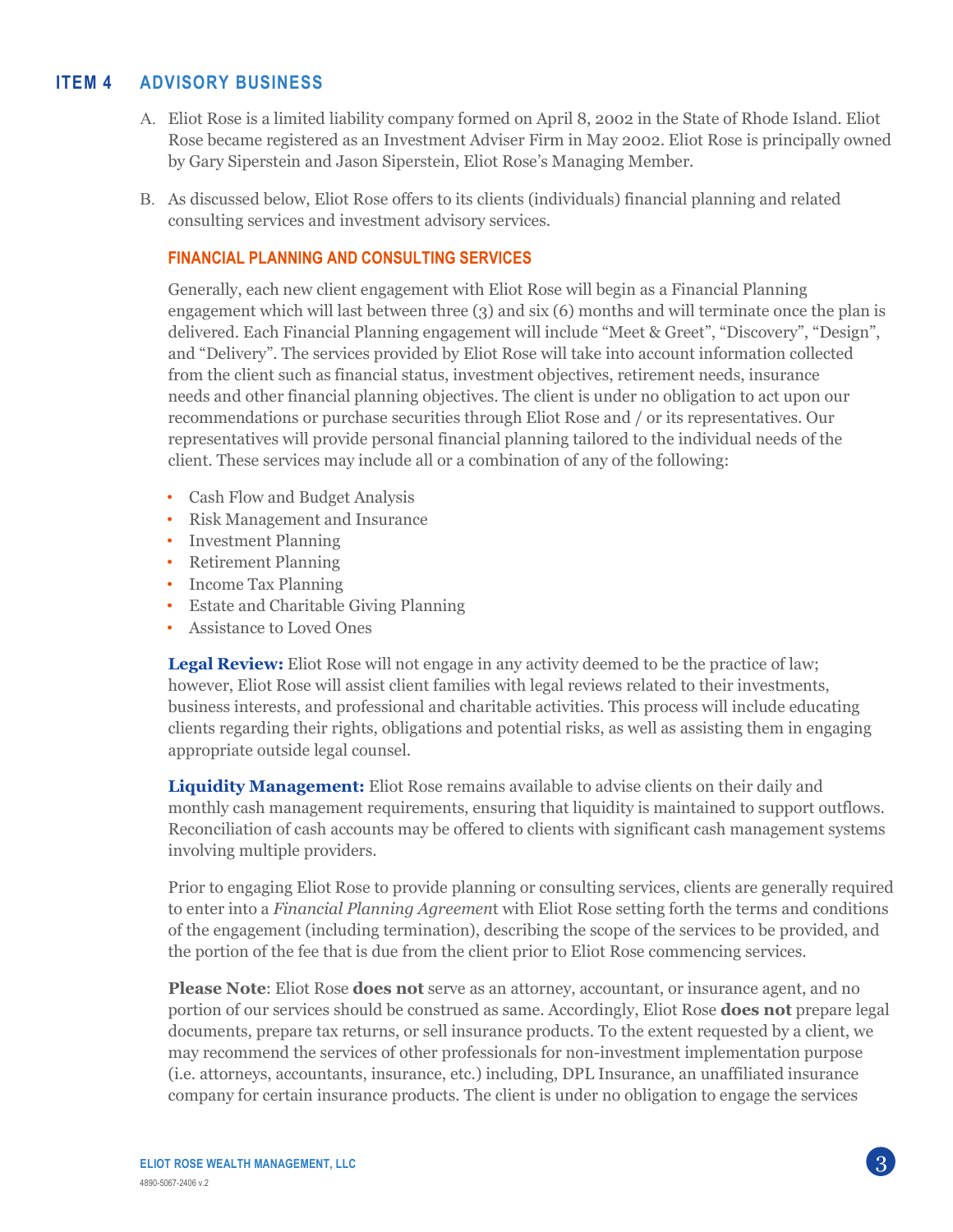## ITEM 4 ADVISORY BUSINESS

A. Eliot Rose is a limited liability company formed on April 8, 2002 in the State of Rhode Island. Eliot Rose became registered as an Investment Adviser Firm in May 2002. Eliot Rose is principally owned by Gary Siperstein and Jason Siperstein, Eliot Rose's Managing Member.

B. As discussed below, Eliot Rose offers to its clients (individuals) financial planning and related consulting services and investment advisory services.

### FINANCIAL PLANNING AND CONSULTING SERVICES

Generally, each new client engagement with Eliot Rose will begin as a Financial Planning engagement which will last between three (3) and six (6) months and will terminate once the plan is delivered. Each Financial Planning engagement will include "Meet & Greet", "Discovery", "Design", and "Delivery". The services provided by Eliot Rose will take into account information collected from the client such as financial status, investment objectives, retirement needs, insurance needs and other financial planning objectives. The client is under no obligation to act upon our recommendations or purchase securities through Eliot Rose and / or its representatives. Our representatives will provide personal financial planning tailored to the individual needs of the client. These services may include all or a combination of any of the following:

- Cash Flow and Budget Analysis
- Risk Management and Insurance
- Investment Planning
- Retirement Planning
- Income Tax Planning
- Estate and Charitable Giving Planning
- Assistance to Loved Ones

**Legal Review:** Eliot Rose will not engage in any activity deemed to be the practice of law; however, Eliot Rose will assist client families with legal reviews related to their investments, business interests, and professional and charitable activities. This process will include educating clients regarding their rights, obligations and potential risks, as well as assisting them in engaging appropriate outside legal counsel.

**Liquidity Management:** Eliot Rose remains available to advise clients on their daily and monthly cash management requirements, ensuring that liquidity is maintained to support outflows. Reconciliation of cash accounts may be offered to clients with significant cash management systems involving multiple providers.

Prior to engaging Eliot Rose to provide planning or consulting services, clients are generally required to enter into a *Financial Planning Agreement* with Eliot Rose setting forth the terms and conditions of the engagement (including termination), describing the scope of the services to be provided, and the portion of the fee that is due from the client prior to Eliot Rose commencing services.

**Please Note**: Eliot Rose **does not** serve as an attorney, accountant, or insurance agent, and no portion of our services should be construed as same. Accordingly, Eliot Rose **does not** prepare legal documents, prepare tax returns, or sell insurance products. To the extent requested by a client, we may recommend the services of other professionals for non-investment implementation purpose (i.e. attorneys, accountants, insurance, etc.) including, DPL Insurance, an unaffiliated insurance company for certain insurance products. The client is under no obligation to engage the services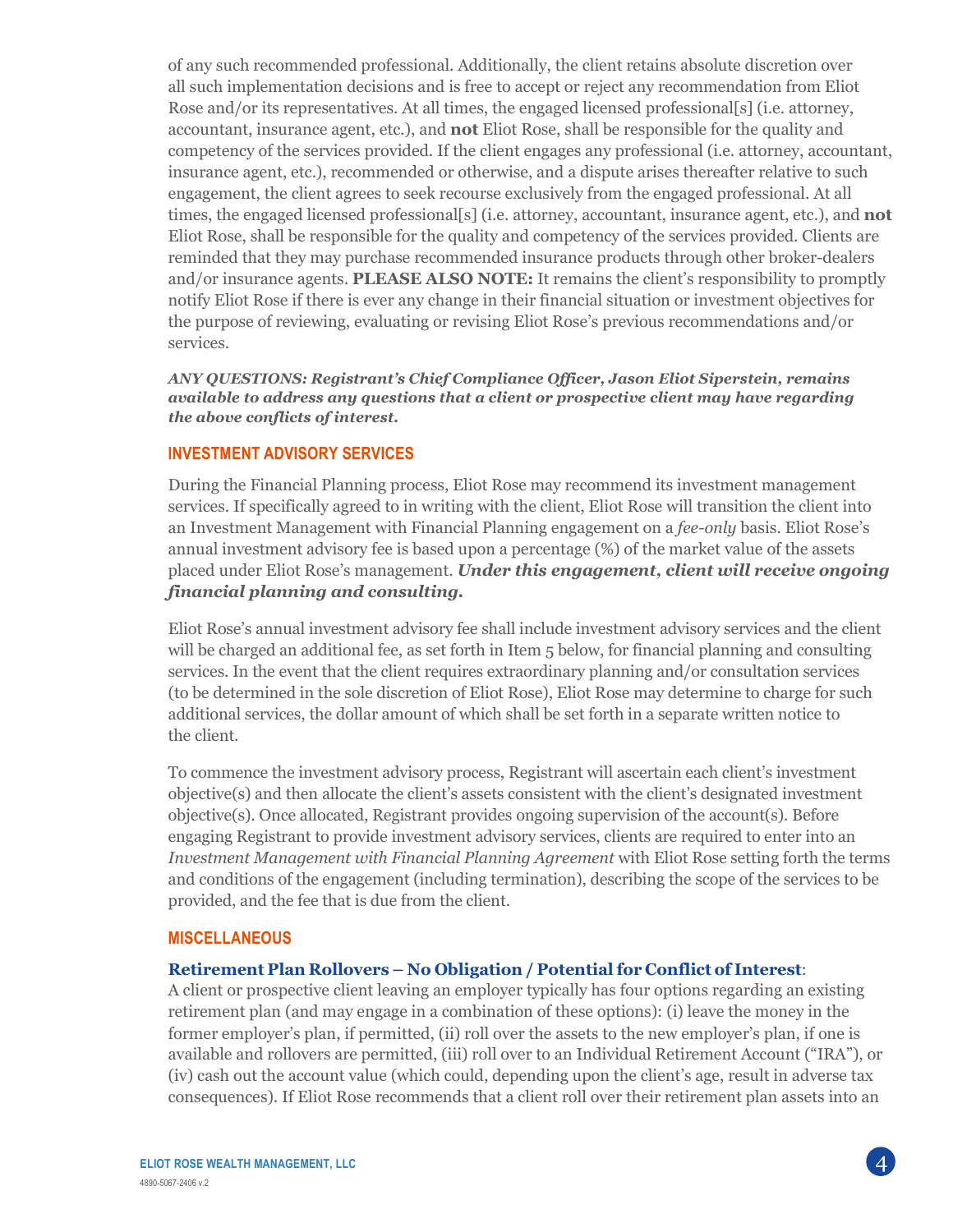of any such recommended professional. Additionally, the client retains absolute discretion over all such implementation decisions and is free to accept or reject any recommendation from Eliot Rose and/or its representatives. At all times, the engaged licensed professional[s] (i.e. attorney, accountant, insurance agent, etc.), and **not** Eliot Rose, shall be responsible for the quality and competency of the services provided. If the client engages any professional (i.e. attorney, accountant, insurance agent, etc.), recommended or otherwise, and a dispute arises thereafter relative to such engagement, the client agrees to seek recourse exclusively from the engaged professional. At all times, the engaged licensed professional[s] (i.e. attorney, accountant, insurance agent, etc.), and **not** Eliot Rose, shall be responsible for the quality and competency of the services provided. Clients are reminded that they may purchase recommended insurance products through other broker-dealers and/or insurance agents. **PLEASE ALSO NOTE:** It remains the client's responsibility to promptly notify Eliot Rose if there is ever any change in their financial situation or investment objectives for the purpose of reviewing, evaluating or revising Eliot Rose's previous recommendations and/or services.

***ANY QUESTIONS: Registrant's Chief Compliance Officer, Jason Eliot Siperstein, remains available to address any questions that a client or prospective client may have regarding the above conflicts of interest.***

## INVESTMENT ADVISORY SERVICES

During the Financial Planning process, Eliot Rose may recommend its investment management services. If specifically agreed to in writing with the client, Eliot Rose will transition the client into an Investment Management with Financial Planning engagement on a *fee-only* basis. Eliot Rose's annual investment advisory fee is based upon a percentage (%) of the market value of the assets placed under Eliot Rose's management. ***Under this engagement, client will receive ongoing financial planning and consulting.***

Eliot Rose's annual investment advisory fee shall include investment advisory services and the client will be charged an additional fee, as set forth in Item 5 below, for financial planning and consulting services. In the event that the client requires extraordinary planning and/or consultation services (to be determined in the sole discretion of Eliot Rose), Eliot Rose may determine to charge for such additional services, the dollar amount of which shall be set forth in a separate written notice to the client.

To commence the investment advisory process, Registrant will ascertain each client's investment objective(s) and then allocate the client's assets consistent with the client's designated investment objective(s). Once allocated, Registrant provides ongoing supervision of the account(s). Before engaging Registrant to provide investment advisory services, clients are required to enter into an *Investment Management with Financial Planning Agreement* with Eliot Rose setting forth the terms and conditions of the engagement (including termination), describing the scope of the services to be provided, and the fee that is due from the client.

## MISCELLANEOUS

**Retirement Plan Rollovers – No Obligation / Potential for Conflict of Interest**:
A client or prospective client leaving an employer typically has four options regarding an existing retirement plan (and may engage in a combination of these options): (i) leave the money in the former employer's plan, if permitted, (ii) roll over the assets to the new employer's plan, if one is available and rollovers are permitted, (iii) roll over to an Individual Retirement Account ("IRA"), or (iv) cash out the account value (which could, depending upon the client's age, result in adverse tax consequences). If Eliot Rose recommends that a client roll over their retirement plan assets into an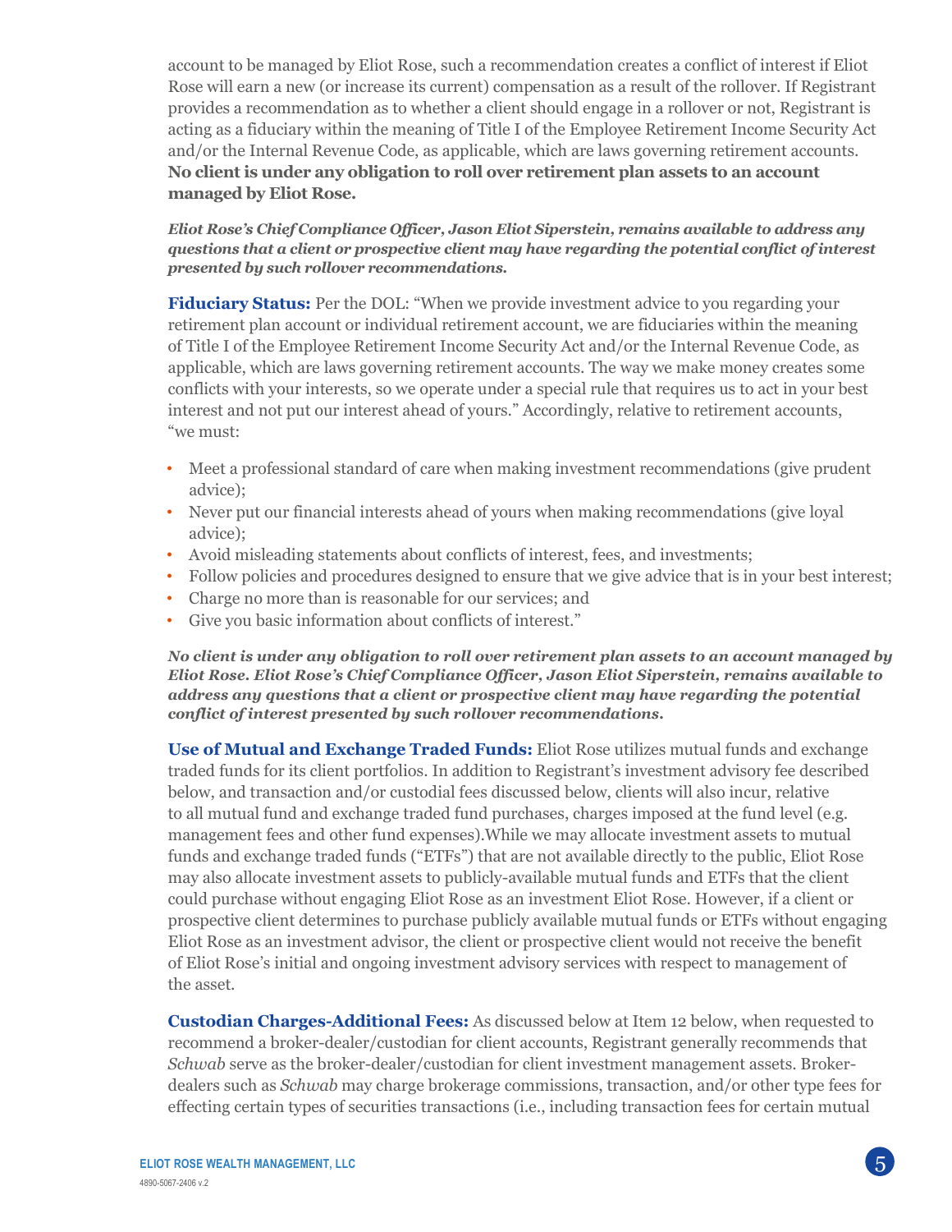account to be managed by Eliot Rose, such a recommendation creates a conflict of interest if Eliot Rose will earn a new (or increase its current) compensation as a result of the rollover. If Registrant provides a recommendation as to whether a client should engage in a rollover or not, Registrant is acting as a fiduciary within the meaning of Title I of the Employee Retirement Income Security Act and/or the Internal Revenue Code, as applicable, which are laws governing retirement accounts. **No client is under any obligation to roll over retirement plan assets to an account managed by Eliot Rose.**

***Eliot Rose's Chief Compliance Officer, Jason Eliot Siperstein, remains available to address any questions that a client or prospective client may have regarding the potential conflict of interest presented by such rollover recommendations.***

**Fiduciary Status:** Per the DOL: "When we provide investment advice to you regarding your retirement plan account or individual retirement account, we are fiduciaries within the meaning of Title I of the Employee Retirement Income Security Act and/or the Internal Revenue Code, as applicable, which are laws governing retirement accounts. The way we make money creates some conflicts with your interests, so we operate under a special rule that requires us to act in your best interest and not put our interest ahead of yours." Accordingly, relative to retirement accounts, "we must:

- Meet a professional standard of care when making investment recommendations (give prudent advice);
- Never put our financial interests ahead of yours when making recommendations (give loyal advice);
- Avoid misleading statements about conflicts of interest, fees, and investments;
- Follow policies and procedures designed to ensure that we give advice that is in your best interest;
- Charge no more than is reasonable for our services; and
- Give you basic information about conflicts of interest."

***No client is under any obligation to roll over retirement plan assets to an account managed by Eliot Rose. Eliot Rose's Chief Compliance Officer, Jason Eliot Siperstein, remains available to address any questions that a client or prospective client may have regarding the potential conflict of interest presented by such rollover recommendations.***

**Use of Mutual and Exchange Traded Funds:** Eliot Rose utilizes mutual funds and exchange traded funds for its client portfolios. In addition to Registrant's investment advisory fee described below, and transaction and/or custodial fees discussed below, clients will also incur, relative to all mutual fund and exchange traded fund purchases, charges imposed at the fund level (e.g. management fees and other fund expenses).While we may allocate investment assets to mutual funds and exchange traded funds ("ETFs") that are not available directly to the public, Eliot Rose may also allocate investment assets to publicly-available mutual funds and ETFs that the client could purchase without engaging Eliot Rose as an investment Eliot Rose. However, if a client or prospective client determines to purchase publicly available mutual funds or ETFs without engaging Eliot Rose as an investment advisor, the client or prospective client would not receive the benefit of Eliot Rose's initial and ongoing investment advisory services with respect to management of the asset.

**Custodian Charges-Additional Fees:** As discussed below at Item 12 below, when requested to recommend a broker-dealer/custodian for client accounts, Registrant generally recommends that *Schwab* serve as the broker-dealer/custodian for client investment management assets. Broker-dealers such as *Schwab* may charge brokerage commissions, transaction, and/or other type fees for effecting certain types of securities transactions (i.e., including transaction fees for certain mutual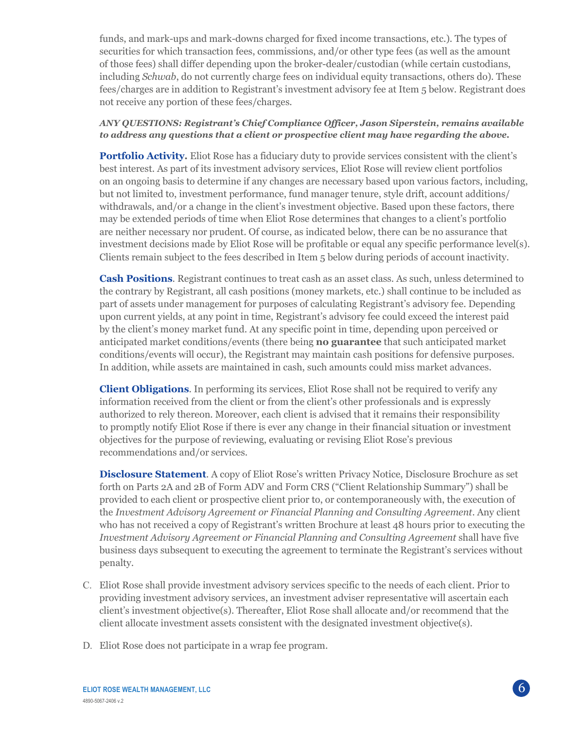funds, and mark-ups and mark-downs charged for fixed income transactions, etc.). The types of securities for which transaction fees, commissions, and/or other type fees (as well as the amount of those fees) shall differ depending upon the broker-dealer/custodian (while certain custodians, including *Schwab*, do not currently charge fees on individual equity transactions, others do). These fees/charges are in addition to Registrant's investment advisory fee at Item 5 below. Registrant does not receive any portion of these fees/charges.

***ANY QUESTIONS: Registrant's Chief Compliance Officer, Jason Siperstein, remains available to address any questions that a client or prospective client may have regarding the above.***

**Portfolio Activity.** Eliot Rose has a fiduciary duty to provide services consistent with the client's best interest. As part of its investment advisory services, Eliot Rose will review client portfolios on an ongoing basis to determine if any changes are necessary based upon various factors, including, but not limited to, investment performance, fund manager tenure, style drift, account additions/withdrawals, and/or a change in the client's investment objective. Based upon these factors, there may be extended periods of time when Eliot Rose determines that changes to a client's portfolio are neither necessary nor prudent. Of course, as indicated below, there can be no assurance that investment decisions made by Eliot Rose will be profitable or equal any specific performance level(s). Clients remain subject to the fees described in Item 5 below during periods of account inactivity.

**Cash Positions**. Registrant continues to treat cash as an asset class. As such, unless determined to the contrary by Registrant, all cash positions (money markets, etc.) shall continue to be included as part of assets under management for purposes of calculating Registrant's advisory fee. Depending upon current yields, at any point in time, Registrant's advisory fee could exceed the interest paid by the client's money market fund. At any specific point in time, depending upon perceived or anticipated market conditions/events (there being **no guarantee** that such anticipated market conditions/events will occur), the Registrant may maintain cash positions for defensive purposes. In addition, while assets are maintained in cash, such amounts could miss market advances.

**Client Obligations**. In performing its services, Eliot Rose shall not be required to verify any information received from the client or from the client's other professionals and is expressly authorized to rely thereon. Moreover, each client is advised that it remains their responsibility to promptly notify Eliot Rose if there is ever any change in their financial situation or investment objectives for the purpose of reviewing, evaluating or revising Eliot Rose's previous recommendations and/or services.

**Disclosure Statement**. A copy of Eliot Rose's written Privacy Notice, Disclosure Brochure as set forth on Parts 2A and 2B of Form ADV and Form CRS ("Client Relationship Summary") shall be provided to each client or prospective client prior to, or contemporaneously with, the execution of the *Investment Advisory Agreement or Financial Planning and Consulting Agreement*. Any client who has not received a copy of Registrant's written Brochure at least 48 hours prior to executing the *Investment Advisory Agreement or Financial Planning and Consulting Agreement* shall have five business days subsequent to executing the agreement to terminate the Registrant's services without penalty.

C. Eliot Rose shall provide investment advisory services specific to the needs of each client. Prior to providing investment advisory services, an investment adviser representative will ascertain each client's investment objective(s). Thereafter, Eliot Rose shall allocate and/or recommend that the client allocate investment assets consistent with the designated investment objective(s).

D. Eliot Rose does not participate in a wrap fee program.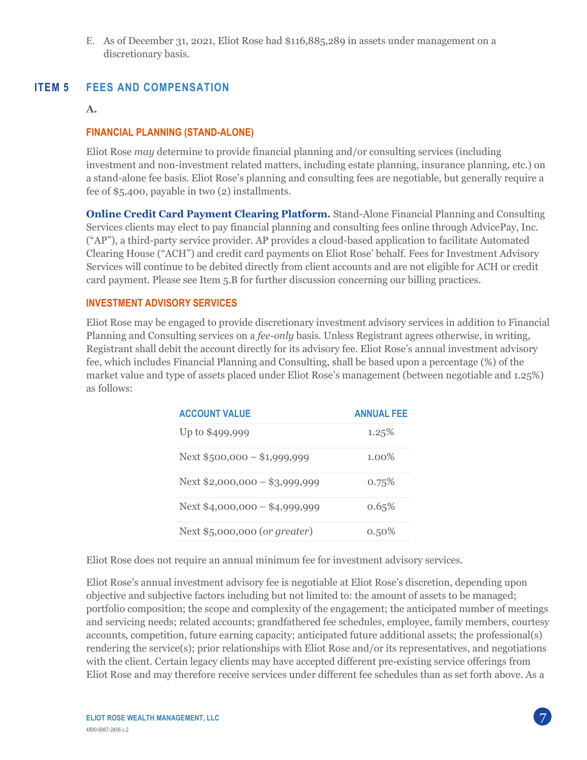E. As of December 31, 2021, Eliot Rose had $116,885,289 in assets under management on a discretionary basis.

## ITEM 5 FEES AND COMPENSATION

**A.**

### FINANCIAL PLANNING (STAND-ALONE)

Eliot Rose *may* determine to provide financial planning and/or consulting services (including investment and non-investment related matters, including estate planning, insurance planning, etc.) on a stand-alone fee basis. Eliot Rose's planning and consulting fees are negotiable, but generally require a fee of $5,400, payable in two (2) installments.

**Online Credit Card Payment Clearing Platform.** Stand-Alone Financial Planning and Consulting Services clients may elect to pay financial planning and consulting fees online through AdvicePay, Inc. ("AP"), a third-party service provider. AP provides a cloud-based application to facilitate Automated Clearing House ("ACH") and credit card payments on Eliot Rose' behalf. Fees for Investment Advisory Services will continue to be debited directly from client accounts and are not eligible for ACH or credit card payment. Please see Item 5.B for further discussion concerning our billing practices.

### INVESTMENT ADVISORY SERVICES

Eliot Rose may be engaged to provide discretionary investment advisory services in addition to Financial Planning and Consulting services on a *fee-only* basis. Unless Registrant agrees otherwise, in writing, Registrant shall debit the account directly for its advisory fee. Eliot Rose's annual investment advisory fee, which includes Financial Planning and Consulting, shall be based upon a percentage (%) of the market value and type of assets placed under Eliot Rose's management (between negotiable and 1.25%) as follows:

| ACCOUNT VALUE | ANNUAL FEE |
|---|---|
| Up to $499,999 | 1.25% |
| Next $500,000 – $1,999,999 | 1.00% |
| Next $2,000,000 – $3,999,999 | 0.75% |
| Next $4,000,000 – $4,999,999 | 0.65% |
| Next $5,000,000 (*or greater*) | 0.50% |

Eliot Rose does not require an annual minimum fee for investment advisory services.

Eliot Rose's annual investment advisory fee is negotiable at Eliot Rose's discretion, depending upon objective and subjective factors including but not limited to: the amount of assets to be managed; portfolio composition; the scope and complexity of the engagement; the anticipated number of meetings and servicing needs; related accounts; grandfathered fee schedules, employee, family members, courtesy accounts, competition, future earning capacity; anticipated future additional assets; the professional(s) rendering the service(s); prior relationships with Eliot Rose and/or its representatives, and negotiations with the client. Certain legacy clients may have accepted different pre-existing service offerings from Eliot Rose and may therefore receive services under different fee schedules than as set forth above. As a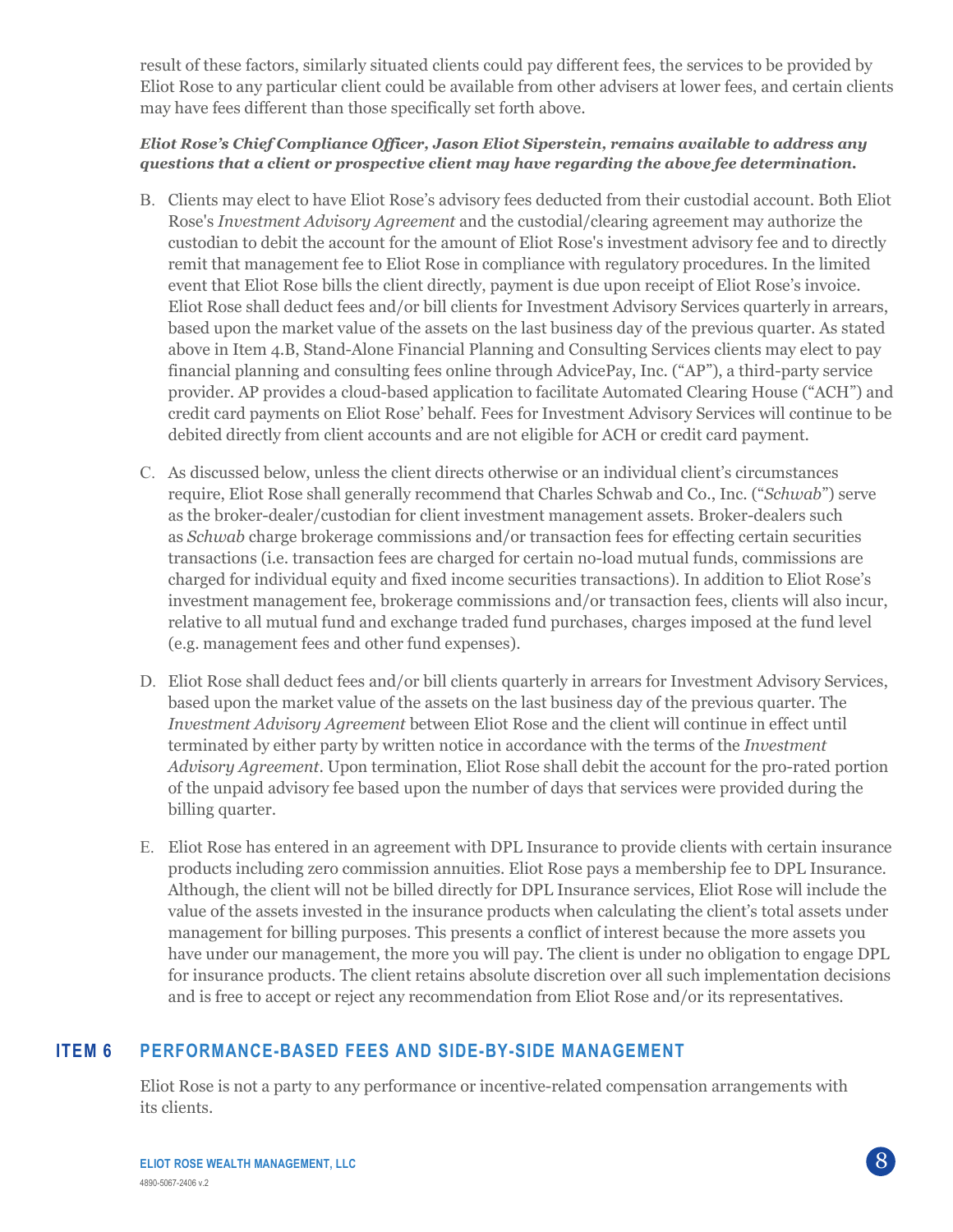result of these factors, similarly situated clients could pay different fees, the services to be provided by Eliot Rose to any particular client could be available from other advisers at lower fees, and certain clients may have fees different than those specifically set forth above.

***Eliot Rose's Chief Compliance Officer, Jason Eliot Siperstein, remains available to address any questions that a client or prospective client may have regarding the above fee determination.***

B. Clients may elect to have Eliot Rose's advisory fees deducted from their custodial account. Both Eliot Rose's *Investment Advisory Agreement* and the custodial/clearing agreement may authorize the custodian to debit the account for the amount of Eliot Rose's investment advisory fee and to directly remit that management fee to Eliot Rose in compliance with regulatory procedures. In the limited event that Eliot Rose bills the client directly, payment is due upon receipt of Eliot Rose's invoice. Eliot Rose shall deduct fees and/or bill clients for Investment Advisory Services quarterly in arrears, based upon the market value of the assets on the last business day of the previous quarter. As stated above in Item 4.B, Stand-Alone Financial Planning and Consulting Services clients may elect to pay financial planning and consulting fees online through AdvicePay, Inc. ("AP"), a third-party service provider. AP provides a cloud-based application to facilitate Automated Clearing House ("ACH") and credit card payments on Eliot Rose' behalf. Fees for Investment Advisory Services will continue to be debited directly from client accounts and are not eligible for ACH or credit card payment.

C. As discussed below, unless the client directs otherwise or an individual client's circumstances require, Eliot Rose shall generally recommend that Charles Schwab and Co., Inc. ("*Schwab*") serve as the broker-dealer/custodian for client investment management assets. Broker-dealers such as *Schwab* charge brokerage commissions and/or transaction fees for effecting certain securities transactions (i.e. transaction fees are charged for certain no-load mutual funds, commissions are charged for individual equity and fixed income securities transactions). In addition to Eliot Rose's investment management fee, brokerage commissions and/or transaction fees, clients will also incur, relative to all mutual fund and exchange traded fund purchases, charges imposed at the fund level (e.g. management fees and other fund expenses).

D. Eliot Rose shall deduct fees and/or bill clients quarterly in arrears for Investment Advisory Services, based upon the market value of the assets on the last business day of the previous quarter. The *Investment Advisory Agreement* between Eliot Rose and the client will continue in effect until terminated by either party by written notice in accordance with the terms of the *Investment Advisory Agreement*. Upon termination, Eliot Rose shall debit the account for the pro-rated portion of the unpaid advisory fee based upon the number of days that services were provided during the billing quarter.

E. Eliot Rose has entered in an agreement with DPL Insurance to provide clients with certain insurance products including zero commission annuities. Eliot Rose pays a membership fee to DPL Insurance. Although, the client will not be billed directly for DPL Insurance services, Eliot Rose will include the value of the assets invested in the insurance products when calculating the client's total assets under management for billing purposes. This presents a conflict of interest because the more assets you have under our management, the more you will pay. The client is under no obligation to engage DPL for insurance products. The client retains absolute discretion over all such implementation decisions and is free to accept or reject any recommendation from Eliot Rose and/or its representatives.

## ITEM 6 PERFORMANCE-BASED FEES AND SIDE-BY-SIDE MANAGEMENT

Eliot Rose is not a party to any performance or incentive-related compensation arrangements with its clients.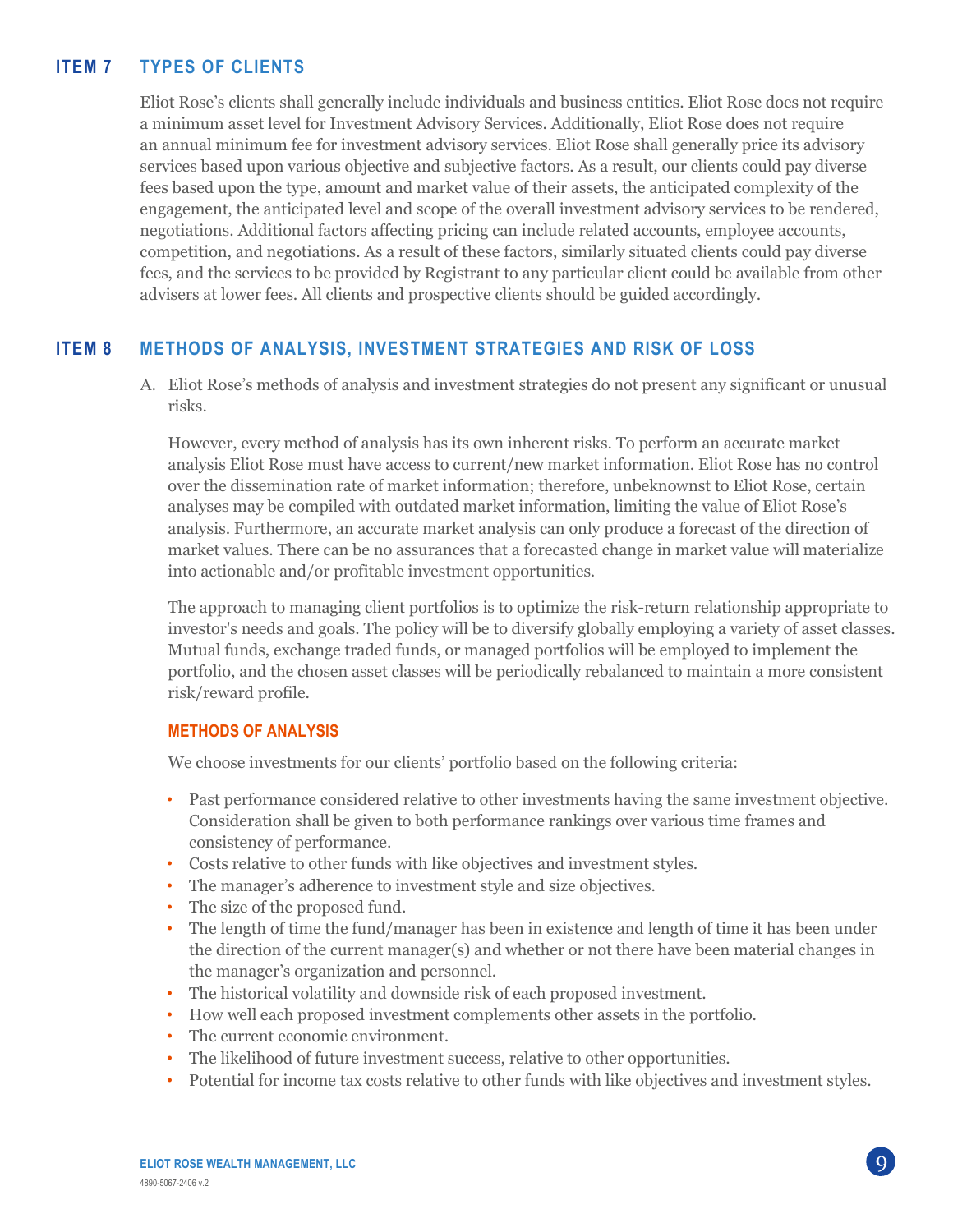## ITEM 7 TYPES OF CLIENTS

Eliot Rose's clients shall generally include individuals and business entities. Eliot Rose does not require a minimum asset level for Investment Advisory Services. Additionally, Eliot Rose does not require an annual minimum fee for investment advisory services. Eliot Rose shall generally price its advisory services based upon various objective and subjective factors. As a result, our clients could pay diverse fees based upon the type, amount and market value of their assets, the anticipated complexity of the engagement, the anticipated level and scope of the overall investment advisory services to be rendered, negotiations. Additional factors affecting pricing can include related accounts, employee accounts, competition, and negotiations. As a result of these factors, similarly situated clients could pay diverse fees, and the services to be provided by Registrant to any particular client could be available from other advisers at lower fees. All clients and prospective clients should be guided accordingly.

## ITEM 8 METHODS OF ANALYSIS, INVESTMENT STRATEGIES AND RISK OF LOSS

A. Eliot Rose's methods of analysis and investment strategies do not present any significant or unusual risks.

However, every method of analysis has its own inherent risks. To perform an accurate market analysis Eliot Rose must have access to current/new market information. Eliot Rose has no control over the dissemination rate of market information; therefore, unbeknownst to Eliot Rose, certain analyses may be compiled with outdated market information, limiting the value of Eliot Rose's analysis. Furthermore, an accurate market analysis can only produce a forecast of the direction of market values. There can be no assurances that a forecasted change in market value will materialize into actionable and/or profitable investment opportunities.

The approach to managing client portfolios is to optimize the risk-return relationship appropriate to investor's needs and goals. The policy will be to diversify globally employing a variety of asset classes. Mutual funds, exchange traded funds, or managed portfolios will be employed to implement the portfolio, and the chosen asset classes will be periodically rebalanced to maintain a more consistent risk/reward profile.

### METHODS OF ANALYSIS

We choose investments for our clients' portfolio based on the following criteria:

- Past performance considered relative to other investments having the same investment objective. Consideration shall be given to both performance rankings over various time frames and consistency of performance.
- Costs relative to other funds with like objectives and investment styles.
- The manager's adherence to investment style and size objectives.
- The size of the proposed fund.
- The length of time the fund/manager has been in existence and length of time it has been under the direction of the current manager(s) and whether or not there have been material changes in the manager's organization and personnel.
- The historical volatility and downside risk of each proposed investment.
- How well each proposed investment complements other assets in the portfolio.
- The current economic environment.
- The likelihood of future investment success, relative to other opportunities.
- Potential for income tax costs relative to other funds with like objectives and investment styles.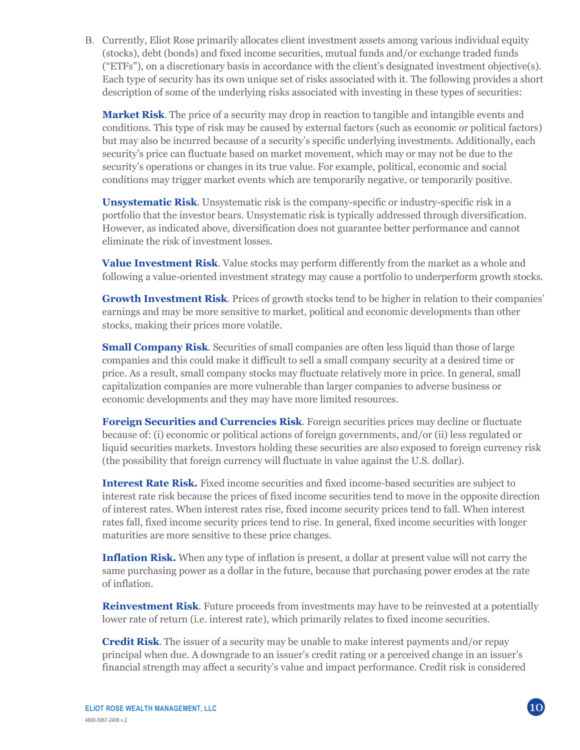B. Currently, Eliot Rose primarily allocates client investment assets among various individual equity (stocks), debt (bonds) and fixed income securities, mutual funds and/or exchange traded funds ("ETFs"), on a discretionary basis in accordance with the client's designated investment objective(s). Each type of security has its own unique set of risks associated with it. The following provides a short description of some of the underlying risks associated with investing in these types of securities:

**Market Risk**. The price of a security may drop in reaction to tangible and intangible events and conditions. This type of risk may be caused by external factors (such as economic or political factors) but may also be incurred because of a security's specific underlying investments. Additionally, each security's price can fluctuate based on market movement, which may or may not be due to the security's operations or changes in its true value. For example, political, economic and social conditions may trigger market events which are temporarily negative, or temporarily positive.

**Unsystematic Risk**. Unsystematic risk is the company-specific or industry-specific risk in a portfolio that the investor bears. Unsystematic risk is typically addressed through diversification. However, as indicated above, diversification does not guarantee better performance and cannot eliminate the risk of investment losses.

**Value Investment Risk**. Value stocks may perform differently from the market as a whole and following a value-oriented investment strategy may cause a portfolio to underperform growth stocks.

**Growth Investment Risk**. Prices of growth stocks tend to be higher in relation to their companies' earnings and may be more sensitive to market, political and economic developments than other stocks, making their prices more volatile.

**Small Company Risk**. Securities of small companies are often less liquid than those of large companies and this could make it difficult to sell a small company security at a desired time or price. As a result, small company stocks may fluctuate relatively more in price. In general, small capitalization companies are more vulnerable than larger companies to adverse business or economic developments and they may have more limited resources.

**Foreign Securities and Currencies Risk**. Foreign securities prices may decline or fluctuate because of: (i) economic or political actions of foreign governments, and/or (ii) less regulated or liquid securities markets. Investors holding these securities are also exposed to foreign currency risk (the possibility that foreign currency will fluctuate in value against the U.S. dollar).

**Interest Rate Risk.** Fixed income securities and fixed income-based securities are subject to interest rate risk because the prices of fixed income securities tend to move in the opposite direction of interest rates. When interest rates rise, fixed income security prices tend to fall. When interest rates fall, fixed income security prices tend to rise. In general, fixed income securities with longer maturities are more sensitive to these price changes.

**Inflation Risk.** When any type of inflation is present, a dollar at present value will not carry the same purchasing power as a dollar in the future, because that purchasing power erodes at the rate of inflation.

**Reinvestment Risk**. Future proceeds from investments may have to be reinvested at a potentially lower rate of return (i.e. interest rate), which primarily relates to fixed income securities.

**Credit Risk**. The issuer of a security may be unable to make interest payments and/or repay principal when due. A downgrade to an issuer's credit rating or a perceived change in an issuer's financial strength may affect a security's value and impact performance. Credit risk is considered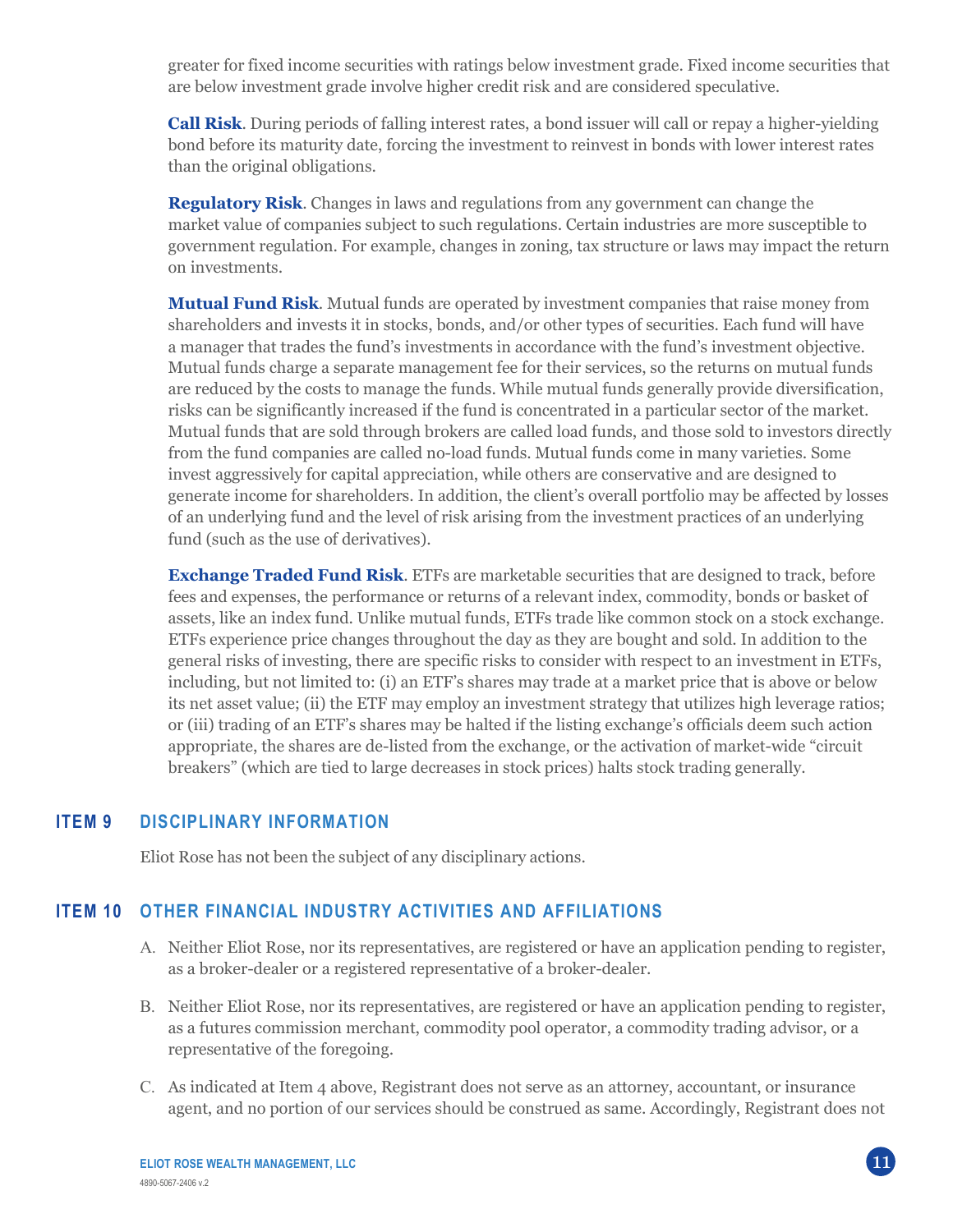greater for fixed income securities with ratings below investment grade. Fixed income securities that are below investment grade involve higher credit risk and are considered speculative.

**Call Risk**. During periods of falling interest rates, a bond issuer will call or repay a higher-yielding bond before its maturity date, forcing the investment to reinvest in bonds with lower interest rates than the original obligations.

**Regulatory Risk**. Changes in laws and regulations from any government can change the market value of companies subject to such regulations. Certain industries are more susceptible to government regulation. For example, changes in zoning, tax structure or laws may impact the return on investments.

**Mutual Fund Risk**. Mutual funds are operated by investment companies that raise money from shareholders and invests it in stocks, bonds, and/or other types of securities. Each fund will have a manager that trades the fund's investments in accordance with the fund's investment objective. Mutual funds charge a separate management fee for their services, so the returns on mutual funds are reduced by the costs to manage the funds. While mutual funds generally provide diversification, risks can be significantly increased if the fund is concentrated in a particular sector of the market. Mutual funds that are sold through brokers are called load funds, and those sold to investors directly from the fund companies are called no-load funds. Mutual funds come in many varieties. Some invest aggressively for capital appreciation, while others are conservative and are designed to generate income for shareholders. In addition, the client's overall portfolio may be affected by losses of an underlying fund and the level of risk arising from the investment practices of an underlying fund (such as the use of derivatives).

**Exchange Traded Fund Risk**. ETFs are marketable securities that are designed to track, before fees and expenses, the performance or returns of a relevant index, commodity, bonds or basket of assets, like an index fund. Unlike mutual funds, ETFs trade like common stock on a stock exchange. ETFs experience price changes throughout the day as they are bought and sold. In addition to the general risks of investing, there are specific risks to consider with respect to an investment in ETFs, including, but not limited to: (i) an ETF's shares may trade at a market price that is above or below its net asset value; (ii) the ETF may employ an investment strategy that utilizes high leverage ratios; or (iii) trading of an ETF's shares may be halted if the listing exchange's officials deem such action appropriate, the shares are de-listed from the exchange, or the activation of market-wide "circuit breakers" (which are tied to large decreases in stock prices) halts stock trading generally.

## ITEM 9 DISCIPLINARY INFORMATION

Eliot Rose has not been the subject of any disciplinary actions.

## ITEM 10 OTHER FINANCIAL INDUSTRY ACTIVITIES AND AFFILIATIONS

A. Neither Eliot Rose, nor its representatives, are registered or have an application pending to register, as a broker-dealer or a registered representative of a broker-dealer.

B. Neither Eliot Rose, nor its representatives, are registered or have an application pending to register, as a futures commission merchant, commodity pool operator, a commodity trading advisor, or a representative of the foregoing.

C. As indicated at Item 4 above, Registrant does not serve as an attorney, accountant, or insurance agent, and no portion of our services should be construed as same. Accordingly, Registrant does not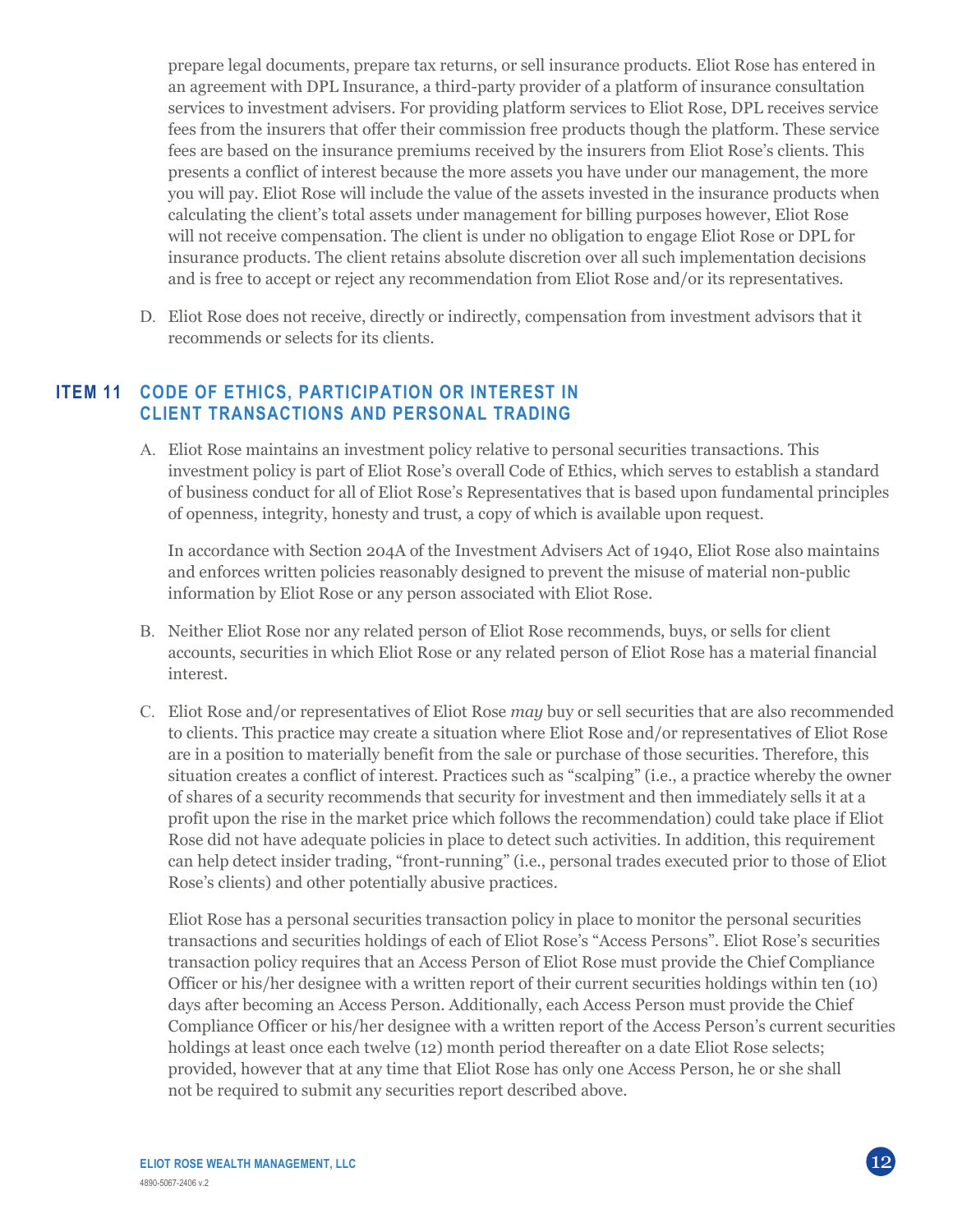prepare legal documents, prepare tax returns, or sell insurance products. Eliot Rose has entered in an agreement with DPL Insurance, a third-party provider of a platform of insurance consultation services to investment advisers. For providing platform services to Eliot Rose, DPL receives service fees from the insurers that offer their commission free products though the platform. These service fees are based on the insurance premiums received by the insurers from Eliot Rose's clients. This presents a conflict of interest because the more assets you have under our management, the more you will pay. Eliot Rose will include the value of the assets invested in the insurance products when calculating the client's total assets under management for billing purposes however, Eliot Rose will not receive compensation. The client is under no obligation to engage Eliot Rose or DPL for insurance products. The client retains absolute discretion over all such implementation decisions and is free to accept or reject any recommendation from Eliot Rose and/or its representatives.

D. Eliot Rose does not receive, directly or indirectly, compensation from investment advisors that it recommends or selects for its clients.

## ITEM 11 CODE OF ETHICS, PARTICIPATION OR INTEREST IN CLIENT TRANSACTIONS AND PERSONAL TRADING

A. Eliot Rose maintains an investment policy relative to personal securities transactions. This investment policy is part of Eliot Rose's overall Code of Ethics, which serves to establish a standard of business conduct for all of Eliot Rose's Representatives that is based upon fundamental principles of openness, integrity, honesty and trust, a copy of which is available upon request.

In accordance with Section 204A of the Investment Advisers Act of 1940, Eliot Rose also maintains and enforces written policies reasonably designed to prevent the misuse of material non-public information by Eliot Rose or any person associated with Eliot Rose.

B. Neither Eliot Rose nor any related person of Eliot Rose recommends, buys, or sells for client accounts, securities in which Eliot Rose or any related person of Eliot Rose has a material financial interest.

C. Eliot Rose and/or representatives of Eliot Rose *may* buy or sell securities that are also recommended to clients. This practice may create a situation where Eliot Rose and/or representatives of Eliot Rose are in a position to materially benefit from the sale or purchase of those securities. Therefore, this situation creates a conflict of interest. Practices such as "scalping" (i.e., a practice whereby the owner of shares of a security recommends that security for investment and then immediately sells it at a profit upon the rise in the market price which follows the recommendation) could take place if Eliot Rose did not have adequate policies in place to detect such activities. In addition, this requirement can help detect insider trading, "front-running" (i.e., personal trades executed prior to those of Eliot Rose's clients) and other potentially abusive practices.

Eliot Rose has a personal securities transaction policy in place to monitor the personal securities transactions and securities holdings of each of Eliot Rose's "Access Persons". Eliot Rose's securities transaction policy requires that an Access Person of Eliot Rose must provide the Chief Compliance Officer or his/her designee with a written report of their current securities holdings within ten (10) days after becoming an Access Person. Additionally, each Access Person must provide the Chief Compliance Officer or his/her designee with a written report of the Access Person's current securities holdings at least once each twelve (12) month period thereafter on a date Eliot Rose selects; provided, however that at any time that Eliot Rose has only one Access Person, he or she shall not be required to submit any securities report described above.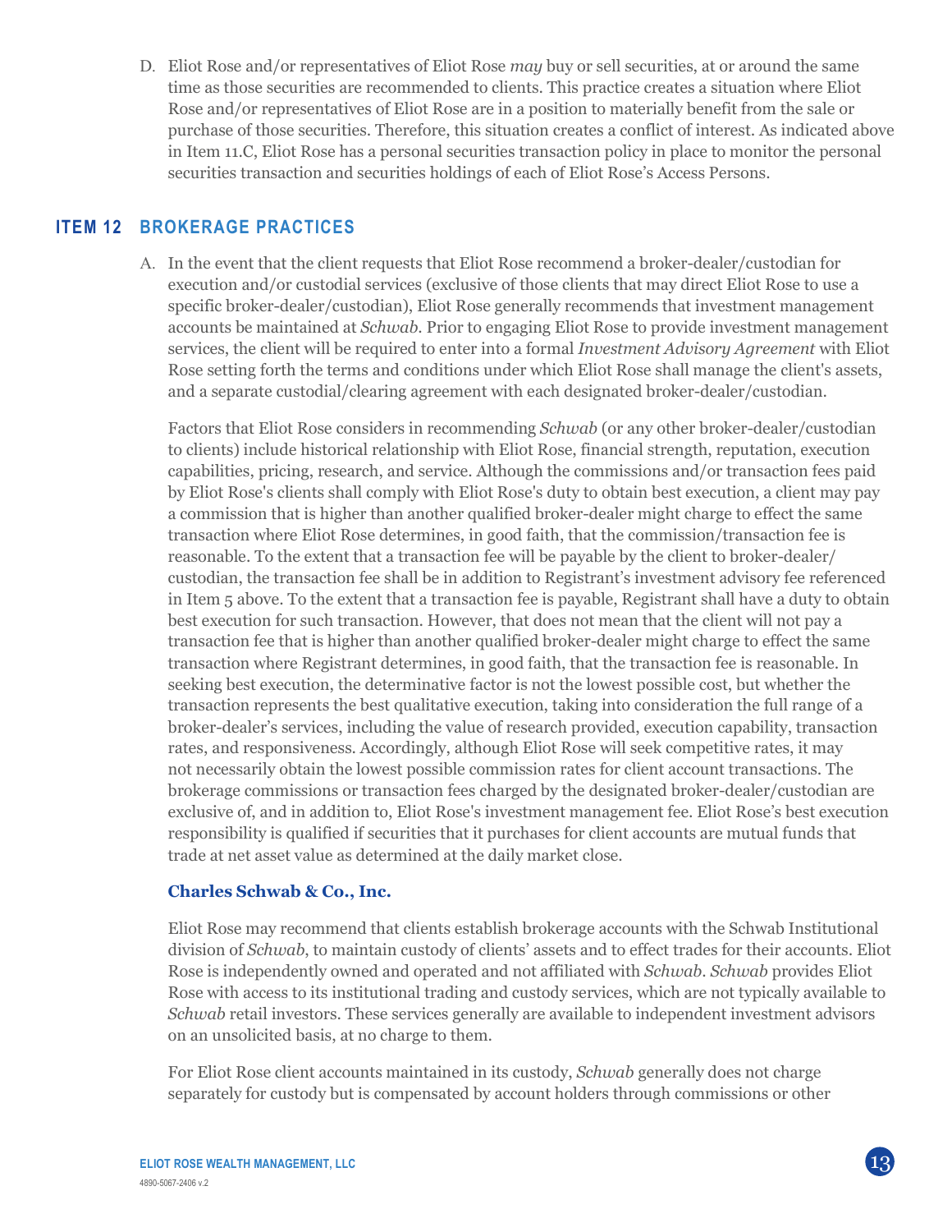D. Eliot Rose and/or representatives of Eliot Rose *may* buy or sell securities, at or around the same time as those securities are recommended to clients. This practice creates a situation where Eliot Rose and/or representatives of Eliot Rose are in a position to materially benefit from the sale or purchase of those securities. Therefore, this situation creates a conflict of interest. As indicated above in Item 11.C, Eliot Rose has a personal securities transaction policy in place to monitor the personal securities transaction and securities holdings of each of Eliot Rose's Access Persons.

## ITEM 12 BROKERAGE PRACTICES

A. In the event that the client requests that Eliot Rose recommend a broker-dealer/custodian for execution and/or custodial services (exclusive of those clients that may direct Eliot Rose to use a specific broker-dealer/custodian), Eliot Rose generally recommends that investment management accounts be maintained at *Schwab*. Prior to engaging Eliot Rose to provide investment management services, the client will be required to enter into a formal *Investment Advisory Agreement* with Eliot Rose setting forth the terms and conditions under which Eliot Rose shall manage the client's assets, and a separate custodial/clearing agreement with each designated broker-dealer/custodian.

Factors that Eliot Rose considers in recommending *Schwab* (or any other broker-dealer/custodian to clients) include historical relationship with Eliot Rose, financial strength, reputation, execution capabilities, pricing, research, and service. Although the commissions and/or transaction fees paid by Eliot Rose's clients shall comply with Eliot Rose's duty to obtain best execution, a client may pay a commission that is higher than another qualified broker-dealer might charge to effect the same transaction where Eliot Rose determines, in good faith, that the commission/transaction fee is reasonable. To the extent that a transaction fee will be payable by the client to broker-dealer/custodian, the transaction fee shall be in addition to Registrant's investment advisory fee referenced in Item 5 above. To the extent that a transaction fee is payable, Registrant shall have a duty to obtain best execution for such transaction. However, that does not mean that the client will not pay a transaction fee that is higher than another qualified broker-dealer might charge to effect the same transaction where Registrant determines, in good faith, that the transaction fee is reasonable. In seeking best execution, the determinative factor is not the lowest possible cost, but whether the transaction represents the best qualitative execution, taking into consideration the full range of a broker-dealer's services, including the value of research provided, execution capability, transaction rates, and responsiveness. Accordingly, although Eliot Rose will seek competitive rates, it may not necessarily obtain the lowest possible commission rates for client account transactions. The brokerage commissions or transaction fees charged by the designated broker-dealer/custodian are exclusive of, and in addition to, Eliot Rose's investment management fee. Eliot Rose's best execution responsibility is qualified if securities that it purchases for client accounts are mutual funds that trade at net asset value as determined at the daily market close.

**Charles Schwab & Co., Inc.**

Eliot Rose may recommend that clients establish brokerage accounts with the Schwab Institutional division of *Schwab*, to maintain custody of clients' assets and to effect trades for their accounts. Eliot Rose is independently owned and operated and not affiliated with *Schwab*. *Schwab* provides Eliot Rose with access to its institutional trading and custody services, which are not typically available to *Schwab* retail investors. These services generally are available to independent investment advisors on an unsolicited basis, at no charge to them.

For Eliot Rose client accounts maintained in its custody, *Schwab* generally does not charge separately for custody but is compensated by account holders through commissions or other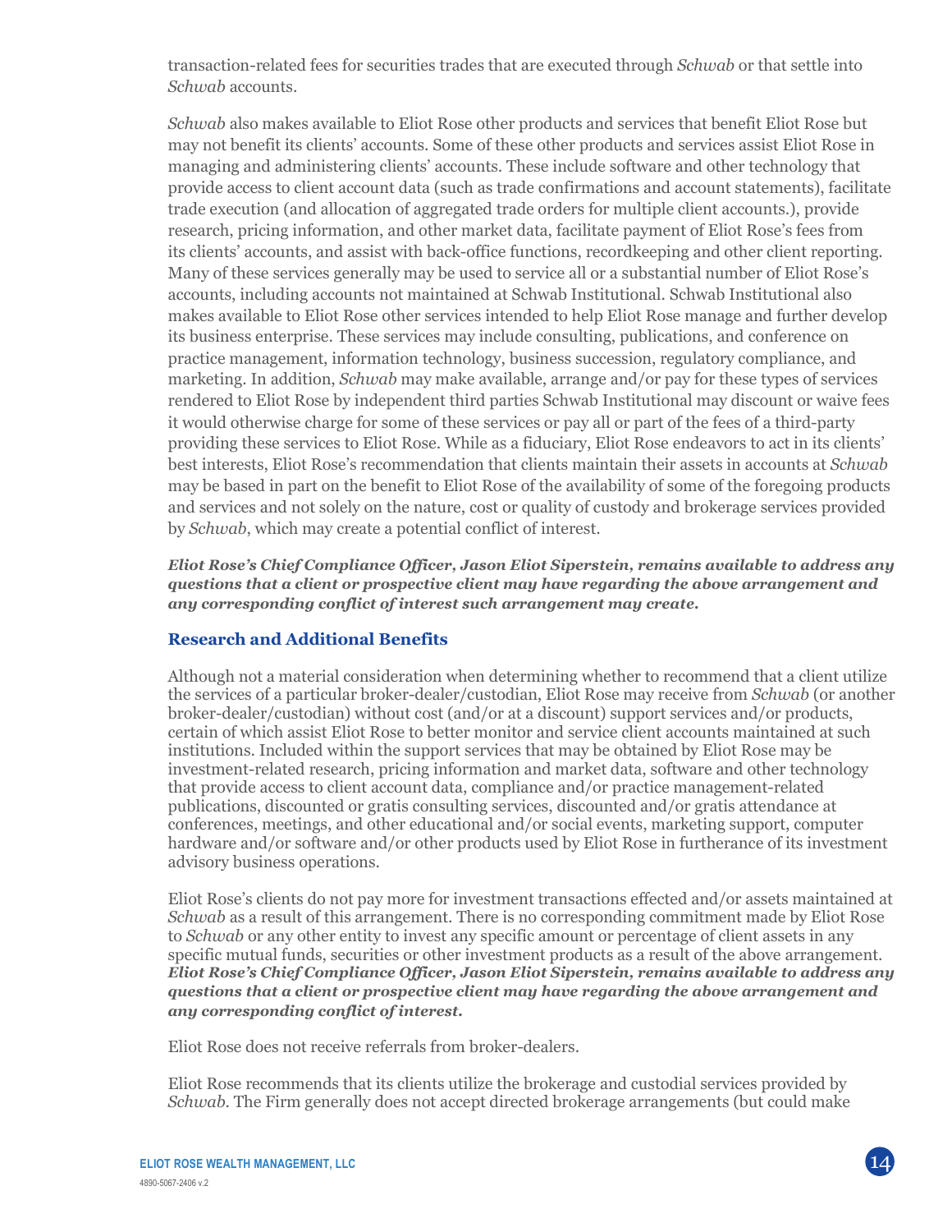transaction-related fees for securities trades that are executed through *Schwab* or that settle into *Schwab* accounts.

*Schwab* also makes available to Eliot Rose other products and services that benefit Eliot Rose but may not benefit its clients' accounts. Some of these other products and services assist Eliot Rose in managing and administering clients' accounts. These include software and other technology that provide access to client account data (such as trade confirmations and account statements), facilitate trade execution (and allocation of aggregated trade orders for multiple client accounts.), provide research, pricing information, and other market data, facilitate payment of Eliot Rose's fees from its clients' accounts, and assist with back-office functions, recordkeeping and other client reporting. Many of these services generally may be used to service all or a substantial number of Eliot Rose's accounts, including accounts not maintained at Schwab Institutional. Schwab Institutional also makes available to Eliot Rose other services intended to help Eliot Rose manage and further develop its business enterprise. These services may include consulting, publications, and conference on practice management, information technology, business succession, regulatory compliance, and marketing. In addition, *Schwab* may make available, arrange and/or pay for these types of services rendered to Eliot Rose by independent third parties Schwab Institutional may discount or waive fees it would otherwise charge for some of these services or pay all or part of the fees of a third-party providing these services to Eliot Rose. While as a fiduciary, Eliot Rose endeavors to act in its clients' best interests, Eliot Rose's recommendation that clients maintain their assets in accounts at *Schwab* may be based in part on the benefit to Eliot Rose of the availability of some of the foregoing products and services and not solely on the nature, cost or quality of custody and brokerage services provided by *Schwab*, which may create a potential conflict of interest.

***Eliot Rose's Chief Compliance Officer, Jason Eliot Siperstein, remains available to address any questions that a client or prospective client may have regarding the above arrangement and any corresponding conflict of interest such arrangement may create.***

### Research and Additional Benefits

Although not a material consideration when determining whether to recommend that a client utilize the services of a particular broker-dealer/custodian, Eliot Rose may receive from *Schwab* (or another broker-dealer/custodian) without cost (and/or at a discount) support services and/or products, certain of which assist Eliot Rose to better monitor and service client accounts maintained at such institutions. Included within the support services that may be obtained by Eliot Rose may be investment-related research, pricing information and market data, software and other technology that provide access to client account data, compliance and/or practice management-related publications, discounted or gratis consulting services, discounted and/or gratis attendance at conferences, meetings, and other educational and/or social events, marketing support, computer hardware and/or software and/or other products used by Eliot Rose in furtherance of its investment advisory business operations.

Eliot Rose's clients do not pay more for investment transactions effected and/or assets maintained at *Schwab* as a result of this arrangement. There is no corresponding commitment made by Eliot Rose to *Schwab* or any other entity to invest any specific amount or percentage of client assets in any specific mutual funds, securities or other investment products as a result of the above arrangement. ***Eliot Rose's Chief Compliance Officer, Jason Eliot Siperstein, remains available to address any questions that a client or prospective client may have regarding the above arrangement and any corresponding conflict of interest.***

Eliot Rose does not receive referrals from broker-dealers.

Eliot Rose recommends that its clients utilize the brokerage and custodial services provided by *Schwab*. The Firm generally does not accept directed brokerage arrangements (but could make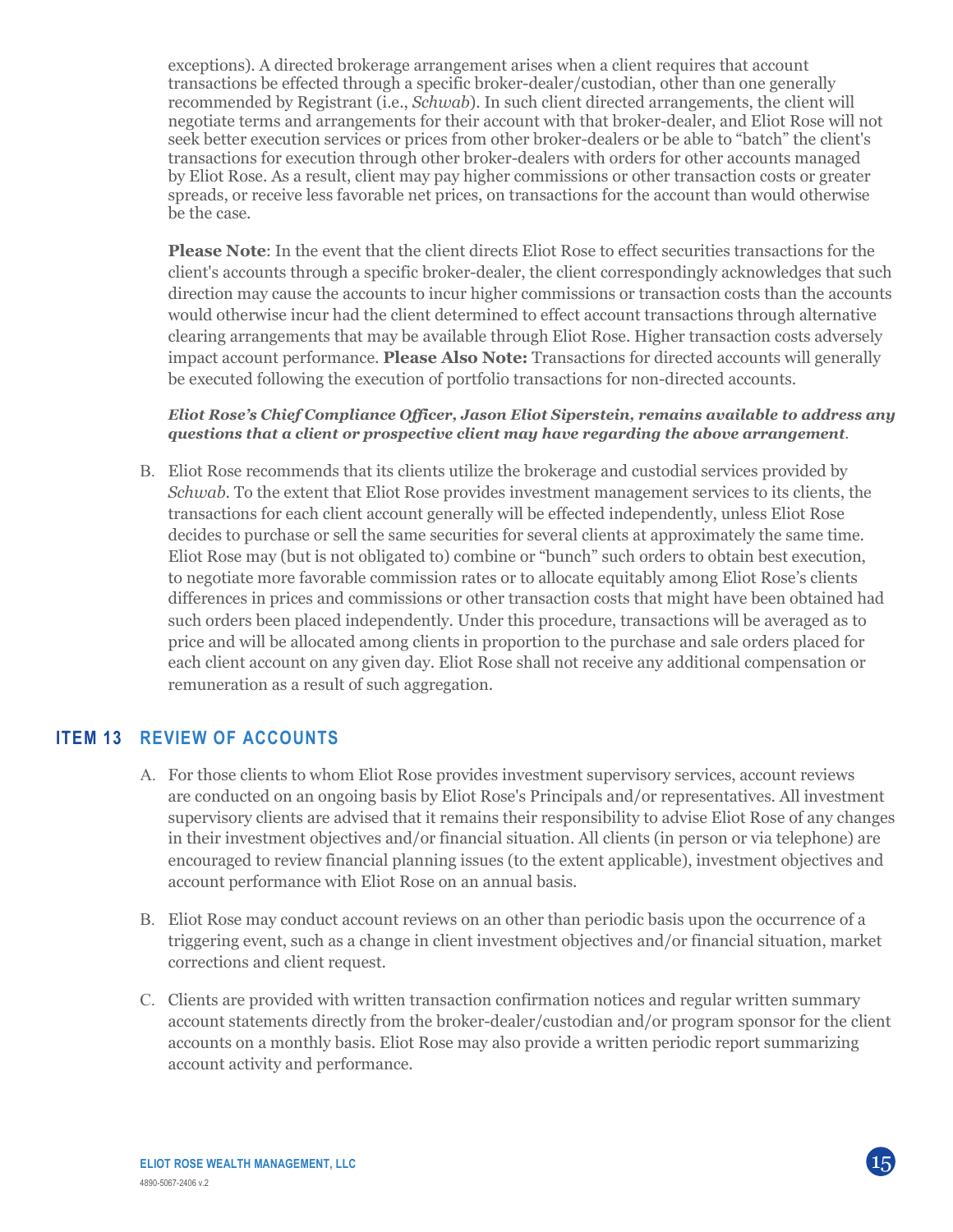exceptions). A directed brokerage arrangement arises when a client requires that account transactions be effected through a specific broker-dealer/custodian, other than one generally recommended by Registrant (i.e., *Schwab*). In such client directed arrangements, the client will negotiate terms and arrangements for their account with that broker-dealer, and Eliot Rose will not seek better execution services or prices from other broker-dealers or be able to "batch" the client's transactions for execution through other broker-dealers with orders for other accounts managed by Eliot Rose. As a result, client may pay higher commissions or other transaction costs or greater spreads, or receive less favorable net prices, on transactions for the account than would otherwise be the case.

**Please Note**: In the event that the client directs Eliot Rose to effect securities transactions for the client's accounts through a specific broker-dealer, the client correspondingly acknowledges that such direction may cause the accounts to incur higher commissions or transaction costs than the accounts would otherwise incur had the client determined to effect account transactions through alternative clearing arrangements that may be available through Eliot Rose. Higher transaction costs adversely impact account performance. **Please Also Note:** Transactions for directed accounts will generally be executed following the execution of portfolio transactions for non-directed accounts.

***Eliot Rose's Chief Compliance Officer, Jason Eliot Siperstein, remains available to address any questions that a client or prospective client may have regarding the above arrangement.***

B. Eliot Rose recommends that its clients utilize the brokerage and custodial services provided by *Schwab*. To the extent that Eliot Rose provides investment management services to its clients, the transactions for each client account generally will be effected independently, unless Eliot Rose decides to purchase or sell the same securities for several clients at approximately the same time. Eliot Rose may (but is not obligated to) combine or "bunch" such orders to obtain best execution, to negotiate more favorable commission rates or to allocate equitably among Eliot Rose's clients differences in prices and commissions or other transaction costs that might have been obtained had such orders been placed independently. Under this procedure, transactions will be averaged as to price and will be allocated among clients in proportion to the purchase and sale orders placed for each client account on any given day. Eliot Rose shall not receive any additional compensation or remuneration as a result of such aggregation.

## ITEM 13 REVIEW OF ACCOUNTS

A. For those clients to whom Eliot Rose provides investment supervisory services, account reviews are conducted on an ongoing basis by Eliot Rose's Principals and/or representatives. All investment supervisory clients are advised that it remains their responsibility to advise Eliot Rose of any changes in their investment objectives and/or financial situation. All clients (in person or via telephone) are encouraged to review financial planning issues (to the extent applicable), investment objectives and account performance with Eliot Rose on an annual basis.

B. Eliot Rose may conduct account reviews on an other than periodic basis upon the occurrence of a triggering event, such as a change in client investment objectives and/or financial situation, market corrections and client request.

C. Clients are provided with written transaction confirmation notices and regular written summary account statements directly from the broker-dealer/custodian and/or program sponsor for the client accounts on a monthly basis. Eliot Rose may also provide a written periodic report summarizing account activity and performance.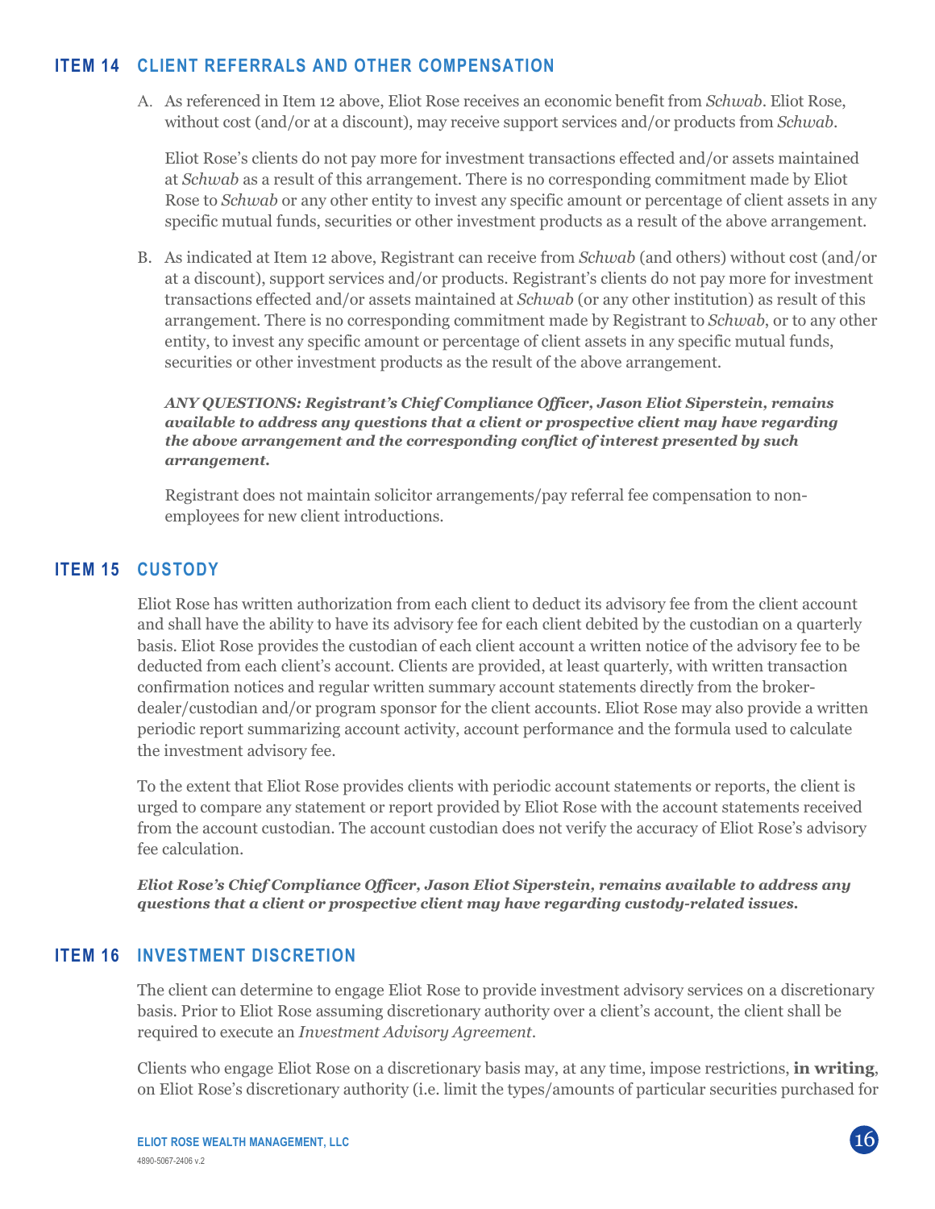## ITEM 14 CLIENT REFERRALS AND OTHER COMPENSATION

A. As referenced in Item 12 above, Eliot Rose receives an economic benefit from *Schwab*. Eliot Rose, without cost (and/or at a discount), may receive support services and/or products from *Schwab*.

   Eliot Rose's clients do not pay more for investment transactions effected and/or assets maintained at *Schwab* as a result of this arrangement. There is no corresponding commitment made by Eliot Rose to *Schwab* or any other entity to invest any specific amount or percentage of client assets in any specific mutual funds, securities or other investment products as a result of the above arrangement.

B. As indicated at Item 12 above, Registrant can receive from *Schwab* (and others) without cost (and/or at a discount), support services and/or products. Registrant's clients do not pay more for investment transactions effected and/or assets maintained at *Schwab* (or any other institution) as result of this arrangement. There is no corresponding commitment made by Registrant to *Schwab*, or to any other entity, to invest any specific amount or percentage of client assets in any specific mutual funds, securities or other investment products as the result of the above arrangement.

   ***ANY QUESTIONS: Registrant's Chief Compliance Officer, Jason Eliot Siperstein, remains available to address any questions that a client or prospective client may have regarding the above arrangement and the corresponding conflict of interest presented by such arrangement.***

   Registrant does not maintain solicitor arrangements/pay referral fee compensation to non-employees for new client introductions.

## ITEM 15 CUSTODY

Eliot Rose has written authorization from each client to deduct its advisory fee from the client account and shall have the ability to have its advisory fee for each client debited by the custodian on a quarterly basis. Eliot Rose provides the custodian of each client account a written notice of the advisory fee to be deducted from each client's account. Clients are provided, at least quarterly, with written transaction confirmation notices and regular written summary account statements directly from the broker-dealer/custodian and/or program sponsor for the client accounts. Eliot Rose may also provide a written periodic report summarizing account activity, account performance and the formula used to calculate the investment advisory fee.

To the extent that Eliot Rose provides clients with periodic account statements or reports, the client is urged to compare any statement or report provided by Eliot Rose with the account statements received from the account custodian. The account custodian does not verify the accuracy of Eliot Rose's advisory fee calculation.

***Eliot Rose's Chief Compliance Officer, Jason Eliot Siperstein, remains available to address any questions that a client or prospective client may have regarding custody-related issues.***

## ITEM 16 INVESTMENT DISCRETION

The client can determine to engage Eliot Rose to provide investment advisory services on a discretionary basis. Prior to Eliot Rose assuming discretionary authority over a client's account, the client shall be required to execute an *Investment Advisory Agreement*.

Clients who engage Eliot Rose on a discretionary basis may, at any time, impose restrictions, **in writing**, on Eliot Rose's discretionary authority (i.e. limit the types/amounts of particular securities purchased for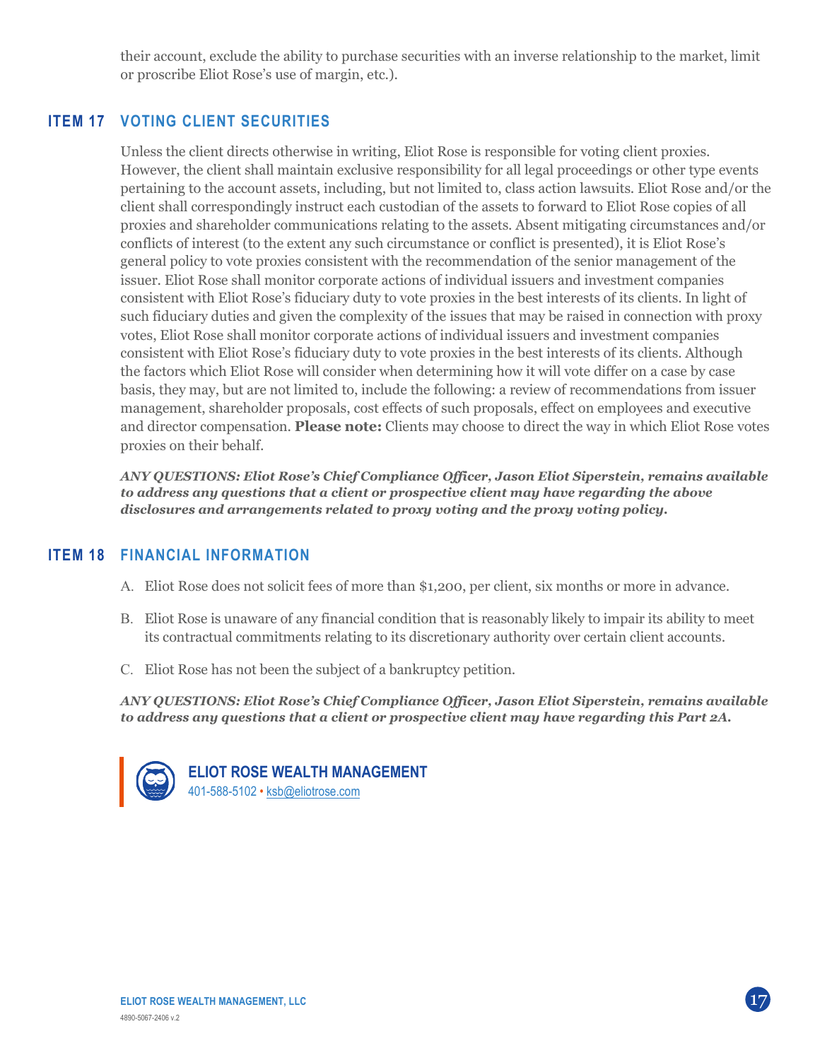their account, exclude the ability to purchase securities with an inverse relationship to the market, limit or proscribe Eliot Rose's use of margin, etc.).

## ITEM 17 VOTING CLIENT SECURITIES

Unless the client directs otherwise in writing, Eliot Rose is responsible for voting client proxies. However, the client shall maintain exclusive responsibility for all legal proceedings or other type events pertaining to the account assets, including, but not limited to, class action lawsuits. Eliot Rose and/or the client shall correspondingly instruct each custodian of the assets to forward to Eliot Rose copies of all proxies and shareholder communications relating to the assets. Absent mitigating circumstances and/or conflicts of interest (to the extent any such circumstance or conflict is presented), it is Eliot Rose's general policy to vote proxies consistent with the recommendation of the senior management of the issuer. Eliot Rose shall monitor corporate actions of individual issuers and investment companies consistent with Eliot Rose's fiduciary duty to vote proxies in the best interests of its clients. In light of such fiduciary duties and given the complexity of the issues that may be raised in connection with proxy votes, Eliot Rose shall monitor corporate actions of individual issuers and investment companies consistent with Eliot Rose's fiduciary duty to vote proxies in the best interests of its clients. Although the factors which Eliot Rose will consider when determining how it will vote differ on a case by case basis, they may, but are not limited to, include the following: a review of recommendations from issuer management, shareholder proposals, cost effects of such proposals, effect on employees and executive and director compensation. **Please note:** Clients may choose to direct the way in which Eliot Rose votes proxies on their behalf.

***ANY QUESTIONS: Eliot Rose's Chief Compliance Officer, Jason Eliot Siperstein, remains available to address any questions that a client or prospective client may have regarding the above disclosures and arrangements related to proxy voting and the proxy voting policy.***

## ITEM 18 FINANCIAL INFORMATION

A. Eliot Rose does not solicit fees of more than $1,200, per client, six months or more in advance.

B. Eliot Rose is unaware of any financial condition that is reasonably likely to impair its ability to meet its contractual commitments relating to its discretionary authority over certain client accounts.

C. Eliot Rose has not been the subject of a bankruptcy petition.

***ANY QUESTIONS: Eliot Rose's Chief Compliance Officer, Jason Eliot Siperstein, remains available to address any questions that a client or prospective client may have regarding this Part 2A.***

**ELIOT ROSE WEALTH MANAGEMENT**
401-588-5102 • ksb@eliotrose.com